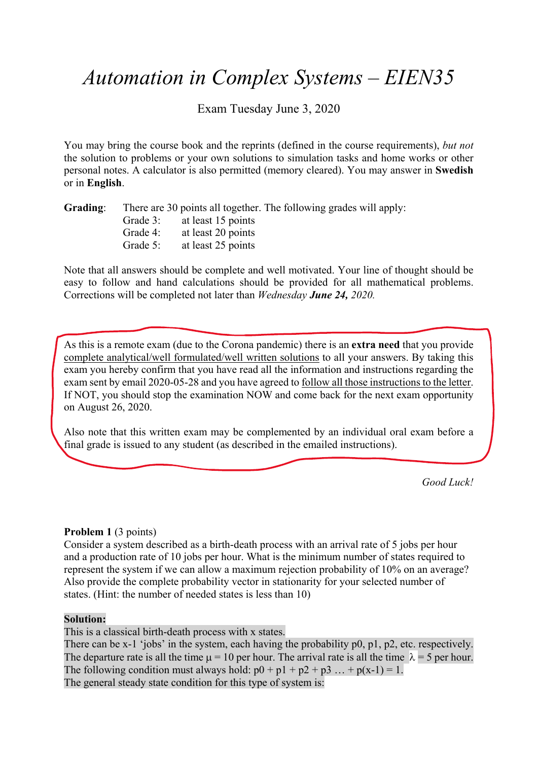# *Automation in Complex Systems – EIEN35*

Exam Tuesday June 3, 2020

You may bring the course book and the reprints (defined in the course requirements), *but not* the solution to problems or your own solutions to simulation tasks and home works or other personal notes. A calculator is also permitted (memory cleared). You may answer in **Swedish** or in **English**.

**Grading**: There are 30 points all together. The following grades will apply:

- Grade 3: at least 15 points
- Grade 4: at least 20 points
- Grade 5: at least 25 points

Note that all answers should be complete and well motivated. Your line of thought should be easy to follow and hand calculations should be provided for all mathematical problems. Corrections will be completed not later than *Wednesday **June 24,** 2020.*

As this is a remote exam (due to the Corona pandemic) there is an **extra need** that you provide complete analytical/well formulated/well written solutions to all your answers. By taking this exam you hereby confirm that you have read all the information and instructions regarding the exam sent by email 2020-05-28 and you have agreed to follow all those instructions to the letter. If NOT, you should stop the examination NOW and come back for the next exam opportunity on August 26, 2020.

Also note that this written exam may be complemented by an individual oral exam before a final grade is issued to any student (as described in the emailed instructions).

*Good Luck!*

**Problem 1** (3 points)

Consider a system described as a birth-death process with an arrival rate of 5 jobs per hour and a production rate of 10 jobs per hour. What is the minimum number of states required to represent the system if we can allow a maximum rejection probability of 10% on an average? Also provide the complete probability vector in stationarity for your selected number of states. (Hint: the number of needed states is less than 10)

**Solution:**

This is a classical birth-death process with x states.

There can be x-1 'jobs' in the system, each having the probability p0, p1, p2, etc. respectively. The departure rate is all the time $\mu = 10$ per hour. The arrival rate is all the time $\lambda = 5$ per hour. The following condition must always hold: p0 + p1 + p2 + p3 … + p(x-1) = 1.

The general steady state condition for this type of system is: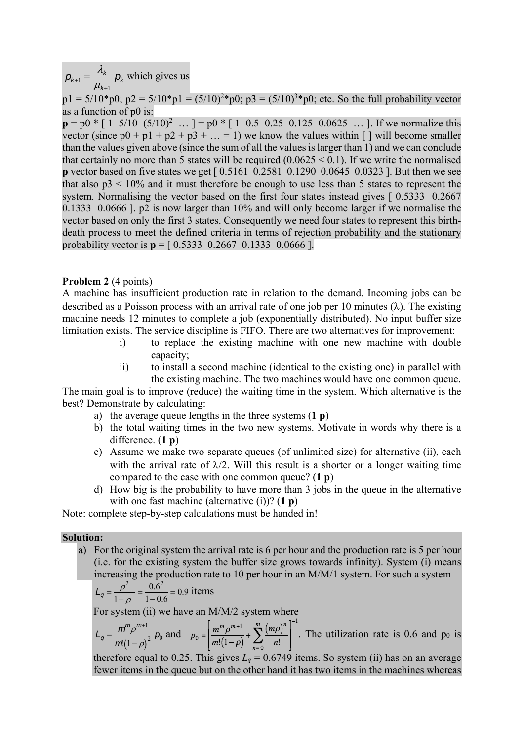$p_{k+1} = \dfrac{\lambda_k}{\mu_{k+1}} p_k$ which gives us

p1 = 5/10*p0; p2 = 5/10*p1 = $(5/10)^2$*p0; p3 = $(5/10)^3$*p0; etc. So the full probability vector as a function of p0 is:

**p** = p0 * [ 1 5/10 $(5/10)^2$ … ] = p0 * [ 1 0.5 0.25 0.125 0.0625 … ]. If we normalize this vector (since p0 + p1 + p2 + p3 + … = 1) we know the values within [ ] will become smaller than the values given above (since the sum of all the values is larger than 1) and we can conclude that certainly no more than 5 states will be required (0.0625 < 0.1). If we write the normalised **p** vector based on five states we get [ 0.5161 0.2581 0.1290 0.0645 0.0323 ]. But then we see that also p3 < 10% and it must therefore be enough to use less than 5 states to represent the system. Normalising the vector based on the first four states instead gives [ 0.5333 0.2667 0.1333 0.0666 ]. p2 is now larger than 10% and will only become larger if we normalise the vector based on only the first 3 states. Consequently we need four states to represent this birth-death process to meet the defined criteria in terms of rejection probability and the stationary probability vector is **p** = [ 0.5333 0.2667 0.1333 0.0666 ].

**Problem 2** (4 points)

A machine has insufficient production rate in relation to the demand. Incoming jobs can be described as a Poisson process with an arrival rate of one job per 10 minutes ($\lambda$). The existing machine needs 12 minutes to complete a job (exponentially distributed). No input buffer size limitation exists. The service discipline is FIFO. There are two alternatives for improvement:

i) to replace the existing machine with one new machine with double capacity;
ii) to install a second machine (identical to the existing one) in parallel with the existing machine. The two machines would have one common queue.

The main goal is to improve (reduce) the waiting time in the system. Which alternative is the best? Demonstrate by calculating:

a) the average queue lengths in the three systems (**1 p**)
b) the total waiting times in the two new systems. Motivate in words why there is a difference. (**1 p**)
c) Assume we make two separate queues (of unlimited size) for alternative (ii), each with the arrival rate of $\lambda/2$. Will this result is a shorter or a longer waiting time compared to the case with one common queue? (**1 p**)
d) How big is the probability to have more than 3 jobs in the queue in the alternative with one fast machine (alternative (i))? (**1 p**)

Note: complete step-by-step calculations must be handed in!

**Solution:**

a) For the original system the arrival rate is 6 per hour and the production rate is 5 per hour (i.e. for the existing system the buffer size grows towards infinity). System (i) means increasing the production rate to 10 per hour in an M/M/1 system. For such a system

$L_q = \dfrac{\rho^2}{1-\rho} = \dfrac{0.6^2}{1-0.6} = 0.9$ items

For system (ii) we have an M/M/2 system where

$L_q = \dfrac{m^m \rho^{m+1}}{m!(1-\rho)^2} p_0$ and $p_0 = \left[ \dfrac{m^m \rho^{m+1}}{m!(1-\rho)} + \sum_{n=0}^{m} \dfrac{(m\rho)^n}{n!} \right]^{-1}$. The utilization rate is 0.6 and $p_0$ is therefore equal to 0.25. This gives $L_q$ = 0.6749 items. So system (ii) has on an average fewer items in the queue but on the other hand it has two items in the machines whereas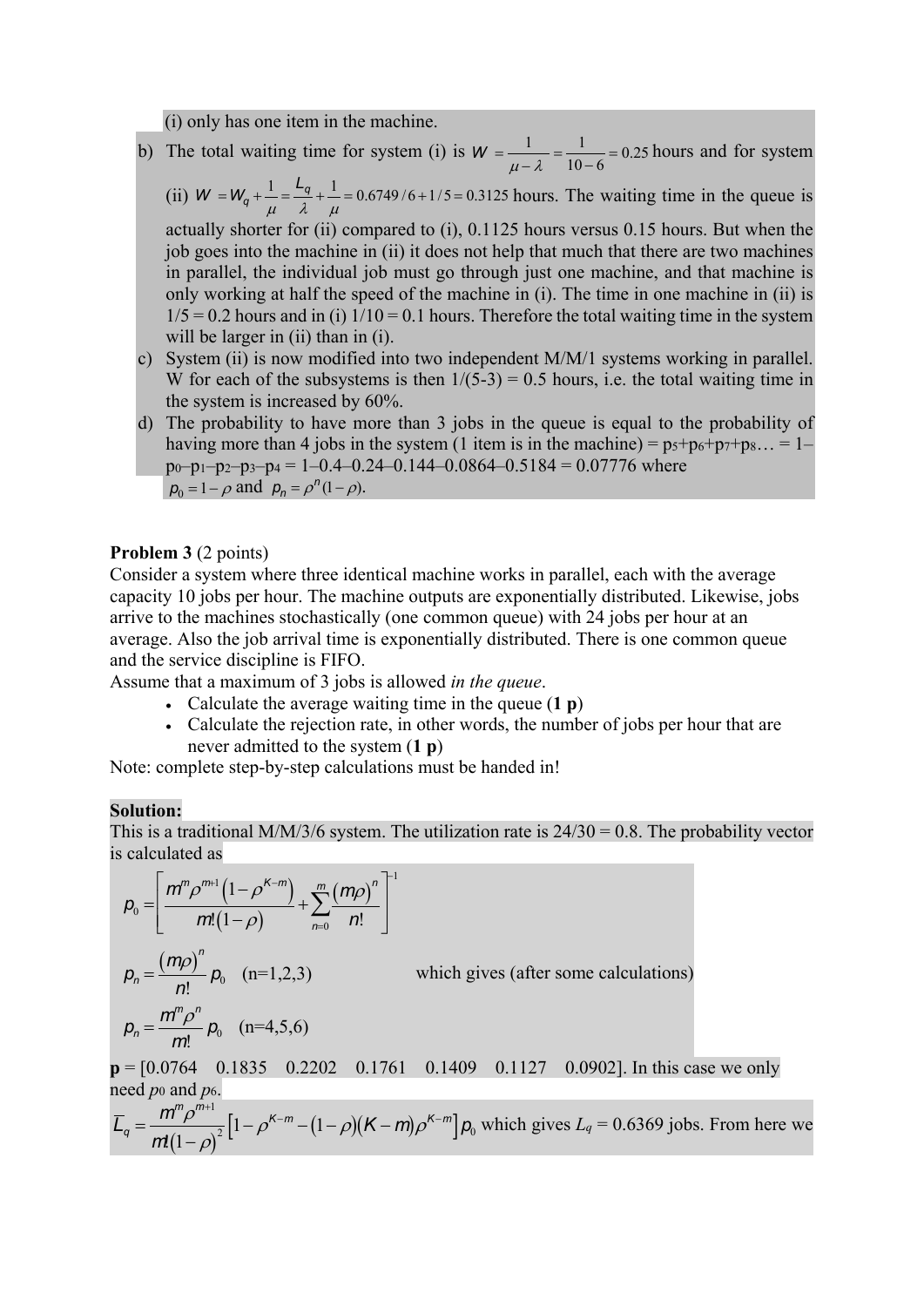(i) only has one item in the machine.

b) The total waiting time for system (i) is $W = \frac{1}{\mu - \lambda} = \frac{1}{10-6} = 0.25$ hours and for system (ii) $W = W_q + \frac{1}{\mu} = \frac{L_q}{\lambda} + \frac{1}{\mu} = 0.6749/6 + 1/5 = 0.3125$ hours. The waiting time in the queue is actually shorter for (ii) compared to (i), 0.1125 hours versus 0.15 hours. But when the job goes into the machine in (ii) it does not help that much that there are two machines in parallel, the individual job must go through just one machine, and that machine is only working at half the speed of the machine in (i). The time in one machine in (ii) is 1/5 = 0.2 hours and in (i) 1/10 = 0.1 hours. Therefore the total waiting time in the system will be larger in (ii) than in (i).

c) System (ii) is now modified into two independent M/M/1 systems working in parallel. W for each of the subsystems is then 1/(5-3) = 0.5 hours, i.e. the total waiting time in the system is increased by 60%.

d) The probability to have more than 3 jobs in the queue is equal to the probability of having more than 4 jobs in the system (1 item is in the machine) = $p_5+p_6+p_7+p_8\ldots = 1-p_0-p_1-p_2-p_3-p_4 = 1-0.4-0.24-0.144-0.0864-0.5184 = 0.07776$ where $p_0 = 1-\rho$ and $p_n = \rho^n(1-\rho)$.

**Problem 3** (2 points)

Consider a system where three identical machine works in parallel, each with the average capacity 10 jobs per hour. The machine outputs are exponentially distributed. Likewise, jobs arrive to the machines stochastically (one common queue) with 24 jobs per hour at an average. Also the job arrival time is exponentially distributed. There is one common queue and the service discipline is FIFO.

Assume that a maximum of 3 jobs is allowed *in the queue*.

- Calculate the average waiting time in the queue (**1 p**)
- Calculate the rejection rate, in other words, the number of jobs per hour that are never admitted to the system (**1 p**)

Note: complete step-by-step calculations must be handed in!

**Solution:**

This is a traditional M/M/3/6 system. The utilization rate is 24/30 = 0.8. The probability vector is calculated as

$$p_0 = \left[ \frac{m^m \rho^{m+1}\left(1-\rho^{K-m}\right)}{m!(1-\rho)} + \sum_{n=0}^{m} \frac{(m\rho)^n}{n!} \right]^{-1}$$

$$p_n = \frac{(m\rho)^n}{n!} p_0 \quad \text{(n=1,2,3)}$$

which gives (after some calculations)

$$p_n = \frac{m^m \rho^n}{m!} p_0 \quad \text{(n=4,5,6)}$$

**p** = [0.0764 0.1835 0.2202 0.1761 0.1409 0.1127 0.0902]. In this case we only need $p_0$ and $p_6$.

$$L_q = \frac{m^m \rho^{m+1}}{m!(1-\rho)^2}\left[1-\rho^{K-m}-(1-\rho)(K-m)\rho^{K-m}\right]p_0$$

which gives $L_q = 0.6369$ jobs. From here we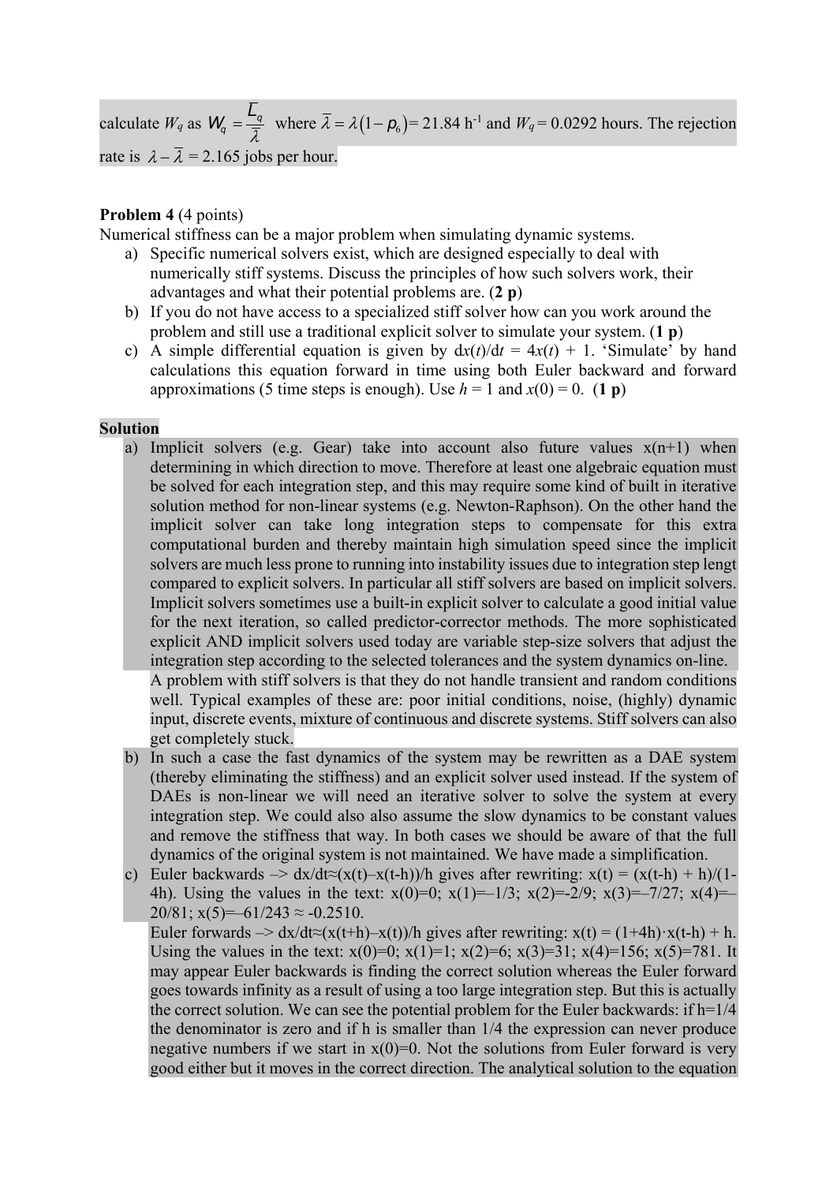calculate $W_q$ as $W_q = \frac{L_q}{\bar{\lambda}}$ where $\bar{\lambda} = \lambda(1 - p_6)$= 21.84 h$^{-1}$ and $W_q$ = 0.0292 hours. The rejection rate is $\lambda - \bar{\lambda}$ = 2.165 jobs per hour.

**Problem 4** (4 points)

Numerical stiffness can be a major problem when simulating dynamic systems.

a) Specific numerical solvers exist, which are designed especially to deal with numerically stiff systems. Discuss the principles of how such solvers work, their advantages and what their potential problems are. (**2 p**)

b) If you do not have access to a specialized stiff solver how can you work around the problem and still use a traditional explicit solver to simulate your system. (**1 p**)

c) A simple differential equation is given by d$x(t)$/d$t$ = 4$x(t)$ + 1. 'Simulate' by hand calculations this equation forward in time using both Euler backward and forward approximations (5 time steps is enough). Use $h$ = 1 and $x(0)$ = 0. (**1 p**)

**Solution**

a) Implicit solvers (e.g. Gear) take into account also future values x(n+1) when determining in which direction to move. Therefore at least one algebraic equation must be solved for each integration step, and this may require some kind of built in iterative solution method for non-linear systems (e.g. Newton-Raphson). On the other hand the implicit solver can take long integration steps to compensate for this extra computational burden and thereby maintain high simulation speed since the implicit solvers are much less prone to running into instability issues due to integration step lengt compared to explicit solvers. In particular all stiff solvers are based on implicit solvers. Implicit solvers sometimes use a built-in explicit solver to calculate a good initial value for the next iteration, so called predictor-corrector methods. The more sophisticated explicit AND implicit solvers used today are variable step-size solvers that adjust the integration step according to the selected tolerances and the system dynamics on-line.
A problem with stiff solvers is that they do not handle transient and random conditions well. Typical examples of these are: poor initial conditions, noise, (highly) dynamic input, discrete events, mixture of continuous and discrete systems. Stiff solvers can also get completely stuck.

b) In such a case the fast dynamics of the system may be rewritten as a DAE system (thereby eliminating the stiffness) and an explicit solver used instead. If the system of DAEs is non-linear we will need an iterative solver to solve the system at every integration step. We could also also assume the slow dynamics to be constant values and remove the stiffness that way. In both cases we should be aware of that the full dynamics of the original system is not maintained. We have made a simplification.

c) Euler backwards –> dx/dt≈(x(t)–x(t-h))/h gives after rewriting: x(t) = (x(t-h) + h)/(1-4h). Using the values in the text: x(0)=0; x(1)=–1/3; x(2)=-2/9; x(3)=–7/27; x(4)=–20/81; x(5)=–61/243 ≈ -0.2510.
Euler forwards –> dx/dt≈(x(t+h)–x(t))/h gives after rewriting: x(t) = (1+4h)·x(t-h) + h. Using the values in the text: x(0)=0; x(1)=1; x(2)=6; x(3)=31; x(4)=156; x(5)=781. It may appear Euler backwards is finding the correct solution whereas the Euler forward goes towards infinity as a result of using a too large integration step. But this is actually the correct solution. We can see the potential problem for the Euler backwards: if h=1/4 the denominator is zero and if h is smaller than 1/4 the expression can never produce negative numbers if we start in x(0)=0. Not the solutions from Euler forward is very good either but it moves in the correct direction. The analytical solution to the equation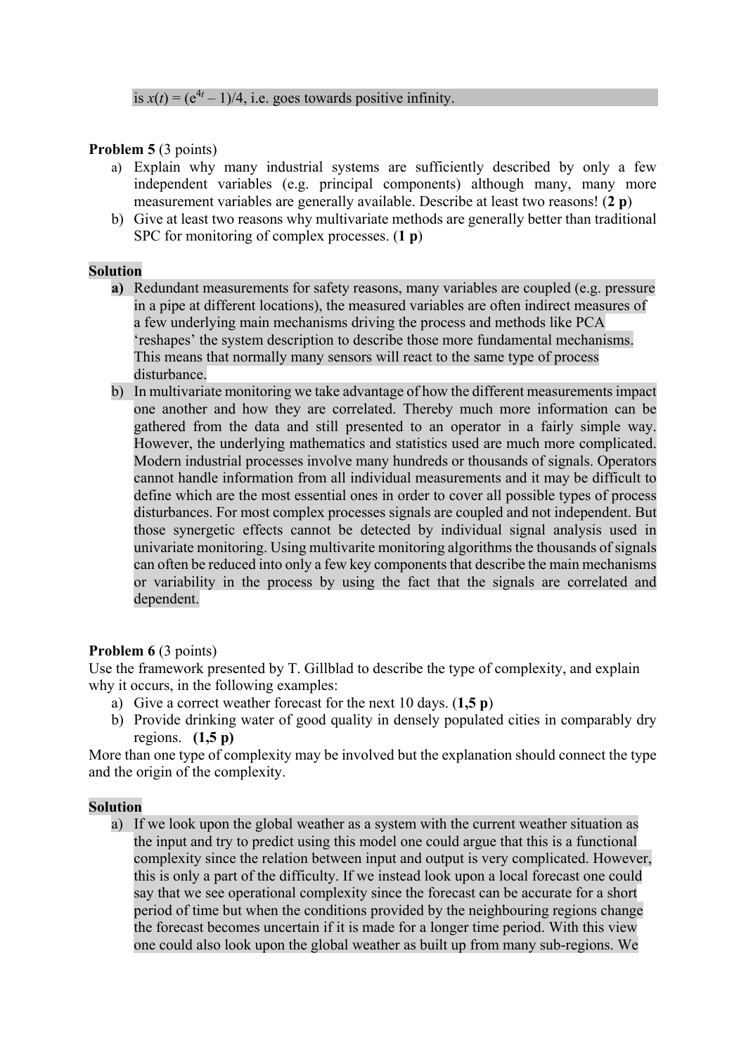is $x(t) = (e^{4t} – 1)/4$, i.e. goes towards positive infinity.

**Problem 5** (3 points)

a) Explain why many industrial systems are sufficiently described by only a few independent variables (e.g. principal components) although many, many more measurement variables are generally available. Describe at least two reasons! (**2 p**)

b) Give at least two reasons why multivariate methods are generally better than traditional SPC for monitoring of complex processes. (**1 p**)

**Solution**

**a)** Redundant measurements for safety reasons, many variables are coupled (e.g. pressure in a pipe at different locations), the measured variables are often indirect measures of a few underlying main mechanisms driving the process and methods like PCA 'reshapes' the system description to describe those more fundamental mechanisms. This means that normally many sensors will react to the same type of process disturbance.

b) In multivariate monitoring we take advantage of how the different measurements impact one another and how they are correlated. Thereby much more information can be gathered from the data and still presented to an operator in a fairly simple way. However, the underlying mathematics and statistics used are much more complicated. Modern industrial processes involve many hundreds or thousands of signals. Operators cannot handle information from all individual measurements and it may be difficult to define which are the most essential ones in order to cover all possible types of process disturbances. For most complex processes signals are coupled and not independent. But those synergetic effects cannot be detected by individual signal analysis used in univariate monitoring. Using multivarite monitoring algorithms the thousands of signals can often be reduced into only a few key components that describe the main mechanisms or variability in the process by using the fact that the signals are correlated and dependent.

**Problem 6** (3 points)

Use the framework presented by T. Gillblad to describe the type of complexity, and explain why it occurs, in the following examples:

a) Give a correct weather forecast for the next 10 days. (**1,5 p**)

b) Provide drinking water of good quality in densely populated cities in comparably dry regions. **(1,5 p)**

More than one type of complexity may be involved but the explanation should connect the type and the origin of the complexity.

**Solution**

a) If we look upon the global weather as a system with the current weather situation as the input and try to predict using this model one could argue that this is a functional complexity since the relation between input and output is very complicated. However, this is only a part of the difficulty. If we instead look upon a local forecast one could say that we see operational complexity since the forecast can be accurate for a short period of time but when the conditions provided by the neighbouring regions change the forecast becomes uncertain if it is made for a longer time period. With this view one could also look upon the global weather as built up from many sub-regions. We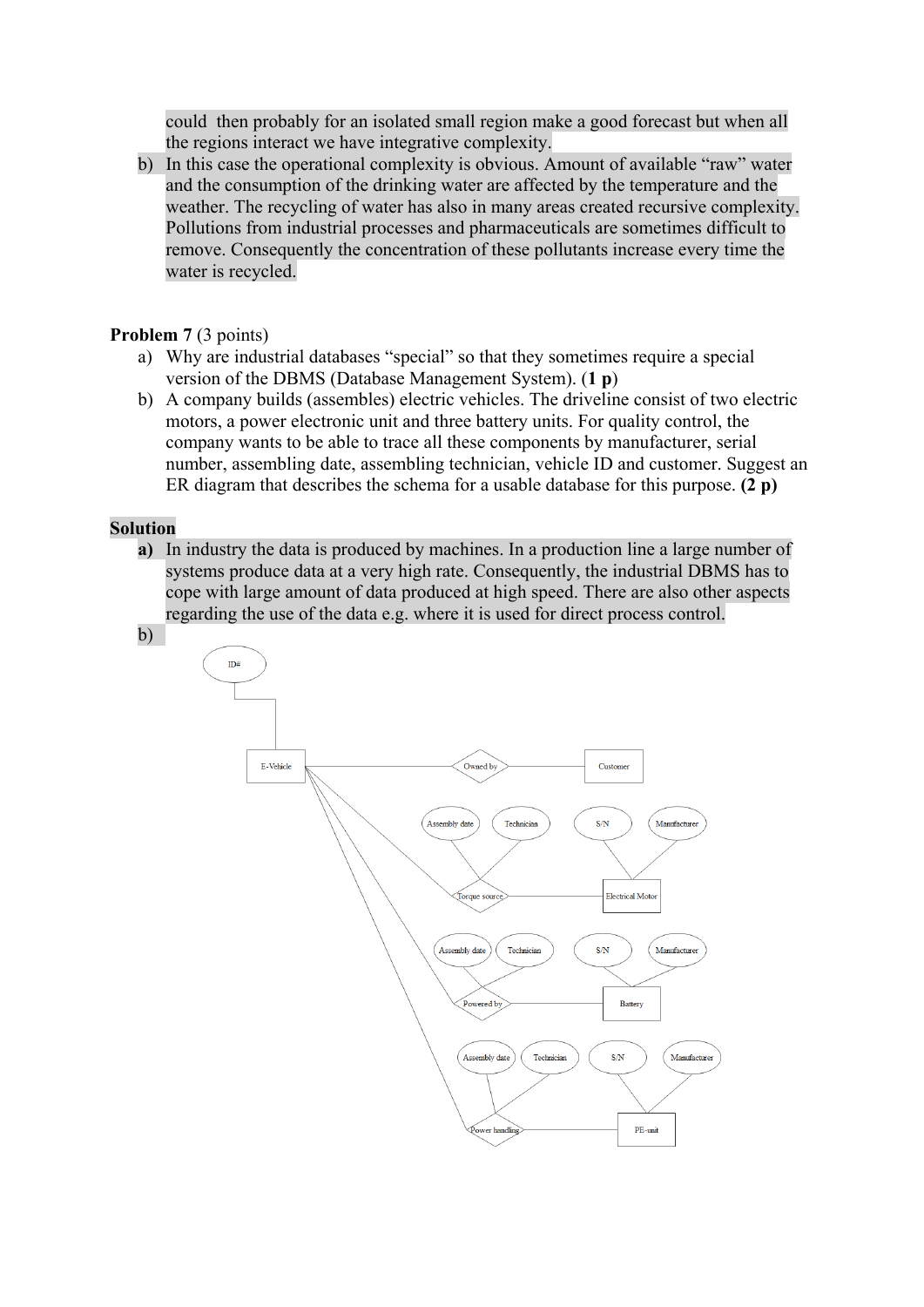could then probably for an isolated small region make a good forecast but when all the regions interact we have integrative complexity.

b) In this case the operational complexity is obvious. Amount of available "raw" water and the consumption of the drinking water are affected by the temperature and the weather. The recycling of water has also in many areas created recursive complexity. Pollutions from industrial processes and pharmaceuticals are sometimes difficult to remove. Consequently the concentration of these pollutants increase every time the water is recycled.

**Problem 7** (3 points)

a) Why are industrial databases "special" so that they sometimes require a special version of the DBMS (Database Management System). (**1 p**)

b) A company builds (assembles) electric vehicles. The driveline consist of two electric motors, a power electronic unit and three battery units. For quality control, the company wants to be able to trace all these components by manufacturer, serial number, assembling date, assembling technician, vehicle ID and customer. Suggest an ER diagram that describes the schema for a usable database for this purpose. **(2 p)**

**Solution**

**a)** In industry the data is produced by machines. In a production line a large number of systems produce data at a very high rate. Consequently, the industrial DBMS has to cope with large amount of data produced at high speed. There are also other aspects regarding the use of the data e.g. where it is used for direct process control.

b)

ID#

E-Vehicle — Owned by — Customer

Assembly date, Technician — Torque source — Electrical Motor (S/N, Manufacturer)

Assembly date, Technician — Powered by — Battery (S/N, Manufacturer)

Assembly date, Technician — Power handling — PE-unit (S/N, Manufacturer)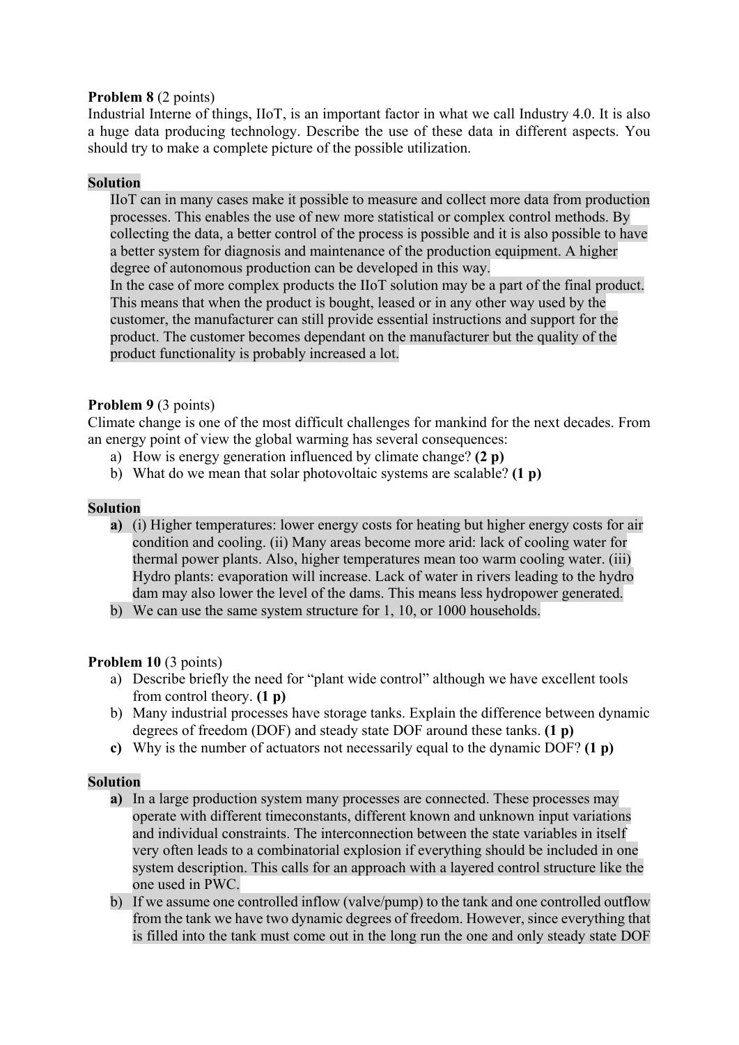**Problem 8** (2 points)
Industrial Interne of things, IIoT, is an important factor in what we call Industry 4.0. It is also a huge data producing technology. Describe the use of these data in different aspects. You should try to make a complete picture of the possible utilization.

**Solution**

IIoT can in many cases make it possible to measure and collect more data from production processes. This enables the use of new more statistical or complex control methods. By collecting the data, a better control of the process is possible and it is also possible to have a better system for diagnosis and maintenance of the production equipment. A higher degree of autonomous production can be developed in this way.
In the case of more complex products the IIoT solution may be a part of the final product. This means that when the product is bought, leased or in any other way used by the customer, the manufacturer can still provide essential instructions and support for the product. The customer becomes dependant on the manufacturer but the quality of the product functionality is probably increased a lot.

**Problem 9** (3 points)
Climate change is one of the most difficult challenges for mankind for the next decades. From an energy point of view the global warming has several consequences:

a) How is energy generation influenced by climate change? **(2 p)**
b) What do we mean that solar photovoltaic systems are scalable? **(1 p)**

**Solution**

**a)** (i) Higher temperatures: lower energy costs for heating but higher energy costs for air condition and cooling. (ii) Many areas become more arid: lack of cooling water for thermal power plants. Also, higher temperatures mean too warm cooling water. (iii) Hydro plants: evaporation will increase. Lack of water in rivers leading to the hydro dam may also lower the level of the dams. This means less hydropower generated.
b) We can use the same system structure for 1, 10, or 1000 households.

**Problem 10** (3 points)

a) Describe briefly the need for "plant wide control" although we have excellent tools from control theory. **(1 p)**
b) Many industrial processes have storage tanks. Explain the difference between dynamic degrees of freedom (DOF) and steady state DOF around these tanks. **(1 p)**
**c)** Why is the number of actuators not necessarily equal to the dynamic DOF? **(1 p)**

**Solution**

**a)** In a large production system many processes are connected. These processes may operate with different timeconstants, different known and unknown input variations and individual constraints. The interconnection between the state variables in itself very often leads to a combinatorial explosion if everything should be included in one system description. This calls for an approach with a layered control structure like the one used in PWC.
b) If we assume one controlled inflow (valve/pump) to the tank and one controlled outflow from the tank we have two dynamic degrees of freedom. However, since everything that is filled into the tank must come out in the long run the one and only steady state DOF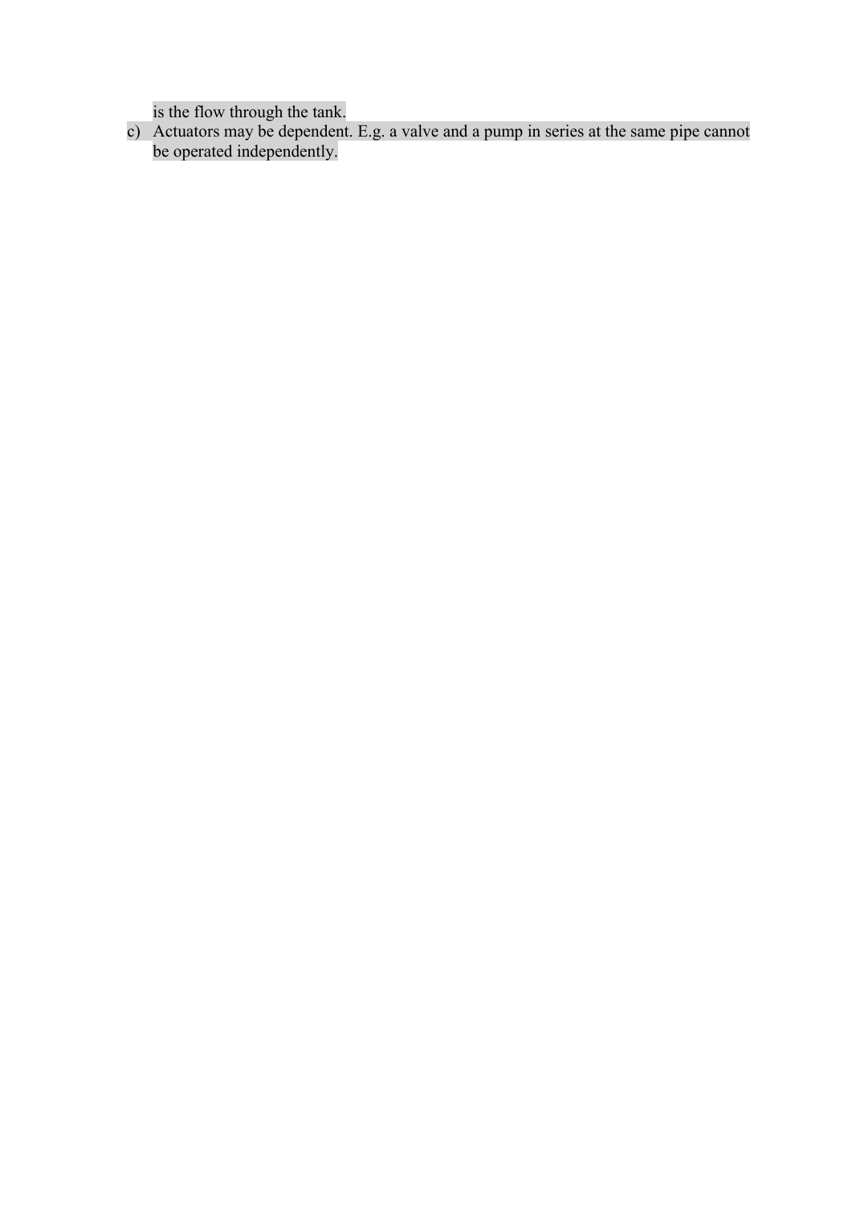is the flow through the tank.

c) Actuators may be dependent. E.g. a valve and a pump in series at the same pipe cannot be operated independently.